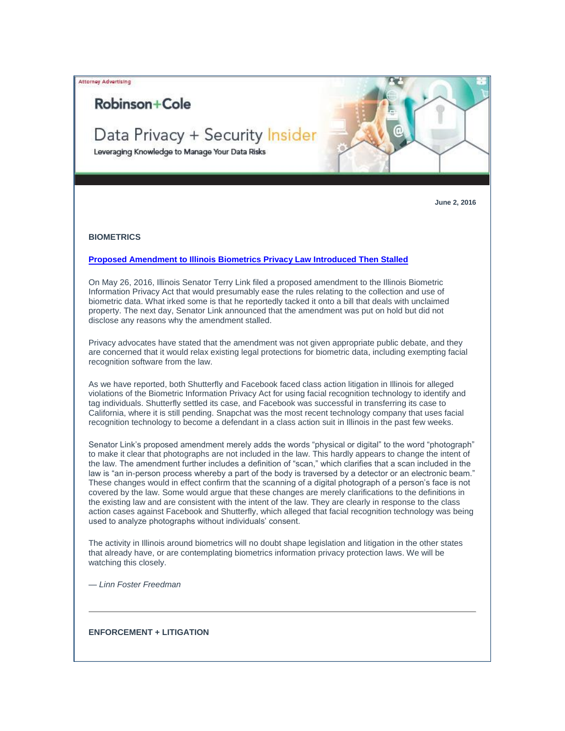Attorney Advertising

**Robinson+Cole**

# Data Privacy + Security Insider

Leveraging Knowledge to Manage Your Data Risks

**June 2, 2016**

## BIOMETRICS

### [Proposed Amendment to Illinois Biometrics Privacy Law Introduced Then Stalled]

On May 26, 2016, Illinois Senator Terry Link filed a proposed amendment to the Illinois Biometric Information Privacy Act that would presumably ease the rules relating to the collection and use of biometric data. What irked some is that he reportedly tacked it onto a bill that deals with unclaimed property. The next day, Senator Link announced that the amendment was put on hold but did not disclose any reasons why the amendment stalled.

Privacy advocates have stated that the amendment was not given appropriate public debate, and they are concerned that it would relax existing legal protections for biometric data, including exempting facial recognition software from the law.

As we have reported, both Shutterfly and Facebook faced class action litigation in Illinois for alleged violations of the Biometric Information Privacy Act for using facial recognition technology to identify and tag individuals. Shutterfly settled its case, and Facebook was successful in transferring its case to California, where it is still pending. Snapchat was the most recent technology company that uses facial recognition technology to become a defendant in a class action suit in Illinois in the past few weeks.

Senator Link's proposed amendment merely adds the words "physical or digital" to the word "photograph" to make it clear that photographs are not included in the law. This hardly appears to change the intent of the law. The amendment further includes a definition of "scan," which clarifies that a scan included in the law is "an in-person process whereby a part of the body is traversed by a detector or an electronic beam." These changes would in effect confirm that the scanning of a digital photograph of a person's face is not covered by the law. Some would argue that these changes are merely clarifications to the definitions in the existing law and are consistent with the intent of the law. They are clearly in response to the class action cases against Facebook and Shutterfly, which alleged that facial recognition technology was being used to analyze photographs without individuals' consent.

The activity in Illinois around biometrics will no doubt shape legislation and litigation in the other states that already have, or are contemplating biometrics information privacy protection laws. We will be watching this closely.

*— Linn Foster Freedman*

---

## ENFORCEMENT + LITIGATION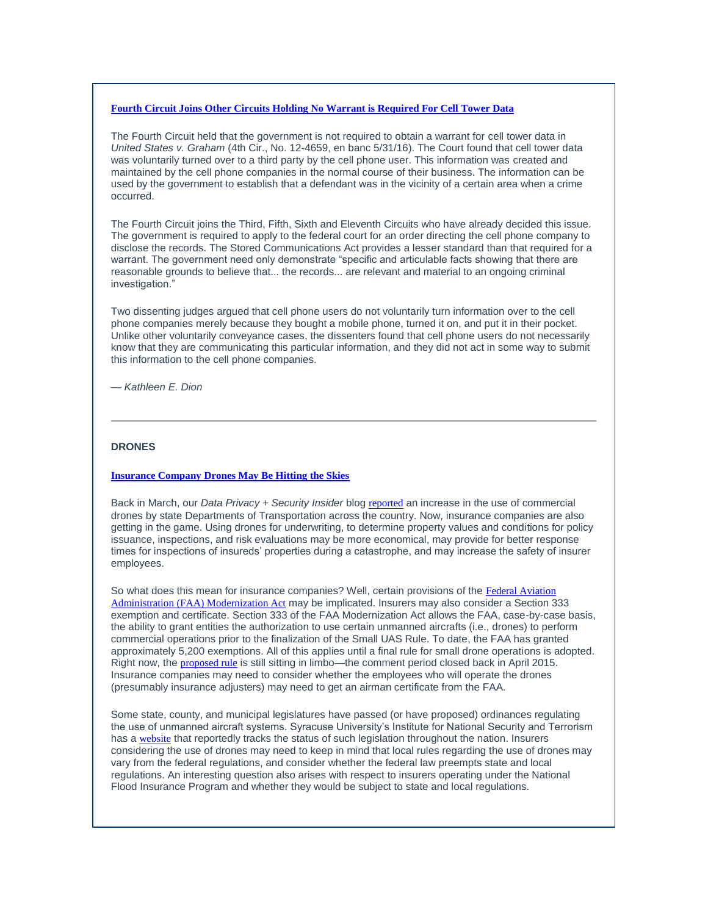**Fourth Circuit Joins Other Circuits Holding No Warrant is Required For Cell Tower Data**

The Fourth Circuit held that the government is not required to obtain a warrant for cell tower data in *United States v. Graham* (4th Cir., No. 12-4659, en banc 5/31/16). The Court found that cell tower data was voluntarily turned over to a third party by the cell phone user. This information was created and maintained by the cell phone companies in the normal course of their business. The information can be used by the government to establish that a defendant was in the vicinity of a certain area when a crime occurred.

The Fourth Circuit joins the Third, Fifth, Sixth and Eleventh Circuits who have already decided this issue. The government is required to apply to the federal court for an order directing the cell phone company to disclose the records. The Stored Communications Act provides a lesser standard than that required for a warrant. The government need only demonstrate "specific and articulable facts showing that there are reasonable grounds to believe that... the records... are relevant and material to an ongoing criminal investigation."

Two dissenting judges argued that cell phone users do not voluntarily turn information over to the cell phone companies merely because they bought a mobile phone, turned it on, and put it in their pocket. Unlike other voluntarily conveyance cases, the dissenters found that cell phone users do not necessarily know that they are communicating this particular information, and they did not act in some way to submit this information to the cell phone companies.

*— Kathleen E. Dion*

---

**DRONES**

**Insurance Company Drones May Be Hitting the Skies**

Back in March, our *Data Privacy + Security Insider* blog reported an increase in the use of commercial drones by state Departments of Transportation across the country. Now, insurance companies are also getting in the game. Using drones for underwriting, to determine property values and conditions for policy issuance, inspections, and risk evaluations may be more economical, may provide for better response times for inspections of insureds' properties during a catastrophe, and may increase the safety of insurer employees.

So what does this mean for insurance companies? Well, certain provisions of the Federal Aviation Administration (FAA) Modernization Act may be implicated. Insurers may also consider a Section 333 exemption and certificate. Section 333 of the FAA Modernization Act allows the FAA, case-by-case basis, the ability to grant entities the authorization to use certain unmanned aircrafts (i.e., drones) to perform commercial operations prior to the finalization of the Small UAS Rule. To date, the FAA has granted approximately 5,200 exemptions. All of this applies until a final rule for small drone operations is adopted. Right now, the proposed rule is still sitting in limbo—the comment period closed back in April 2015. Insurance companies may need to consider whether the employees who will operate the drones (presumably insurance adjusters) may need to get an airman certificate from the FAA.

Some state, county, and municipal legislatures have passed (or have proposed) ordinances regulating the use of unmanned aircraft systems. Syracuse University's Institute for National Security and Terrorism has a website that reportedly tracks the status of such legislation throughout the nation. Insurers considering the use of drones may need to keep in mind that local rules regarding the use of drones may vary from the federal regulations, and consider whether the federal law preempts state and local regulations. An interesting question also arises with respect to insurers operating under the National Flood Insurance Program and whether they would be subject to state and local regulations.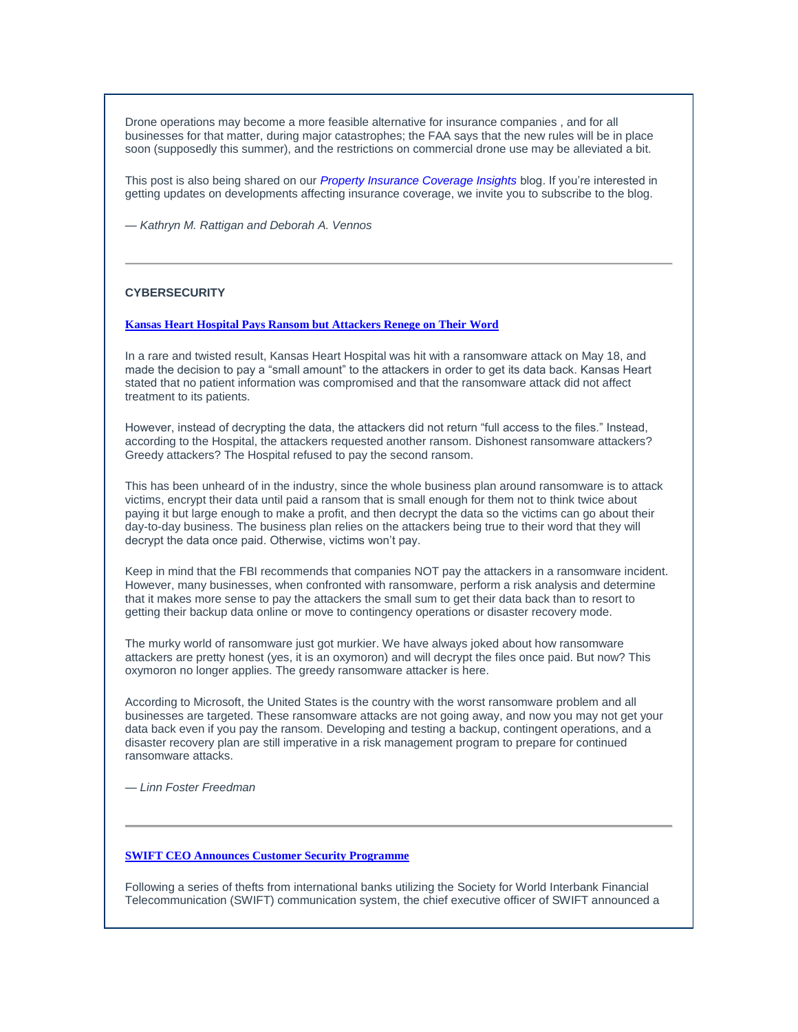Drone operations may become a more feasible alternative for insurance companies , and for all businesses for that matter, during major catastrophes; the FAA says that the new rules will be in place soon (supposedly this summer), and the restrictions on commercial drone use may be alleviated a bit.

This post is also being shared on our *Property Insurance Coverage Insights* blog. If you're interested in getting updates on developments affecting insurance coverage, we invite you to subscribe to the blog.

*— Kathryn M. Rattigan and Deborah A. Vennos*

---

**CYBERSECURITY**

**Kansas Heart Hospital Pays Ransom but Attackers Renege on Their Word**

In a rare and twisted result, Kansas Heart Hospital was hit with a ransomware attack on May 18, and made the decision to pay a "small amount" to the attackers in order to get its data back. Kansas Heart stated that no patient information was compromised and that the ransomware attack did not affect treatment to its patients.

However, instead of decrypting the data, the attackers did not return "full access to the files." Instead, according to the Hospital, the attackers requested another ransom. Dishonest ransomware attackers? Greedy attackers? The Hospital refused to pay the second ransom.

This has been unheard of in the industry, since the whole business plan around ransomware is to attack victims, encrypt their data until paid a ransom that is small enough for them not to think twice about paying it but large enough to make a profit, and then decrypt the data so the victims can go about their day-to-day business. The business plan relies on the attackers being true to their word that they will decrypt the data once paid. Otherwise, victims won't pay.

Keep in mind that the FBI recommends that companies NOT pay the attackers in a ransomware incident. However, many businesses, when confronted with ransomware, perform a risk analysis and determine that it makes more sense to pay the attackers the small sum to get their data back than to resort to getting their backup data online or move to contingency operations or disaster recovery mode.

The murky world of ransomware just got murkier. We have always joked about how ransomware attackers are pretty honest (yes, it is an oxymoron) and will decrypt the files once paid. But now? This oxymoron no longer applies. The greedy ransomware attacker is here.

According to Microsoft, the United States is the country with the worst ransomware problem and all businesses are targeted. These ransomware attacks are not going away, and now you may not get your data back even if you pay the ransom. Developing and testing a backup, contingent operations, and a disaster recovery plan are still imperative in a risk management program to prepare for continued ransomware attacks.

*— Linn Foster Freedman*

---

**SWIFT CEO Announces Customer Security Programme**

Following a series of thefts from international banks utilizing the Society for World Interbank Financial Telecommunication (SWIFT) communication system, the chief executive officer of SWIFT announced a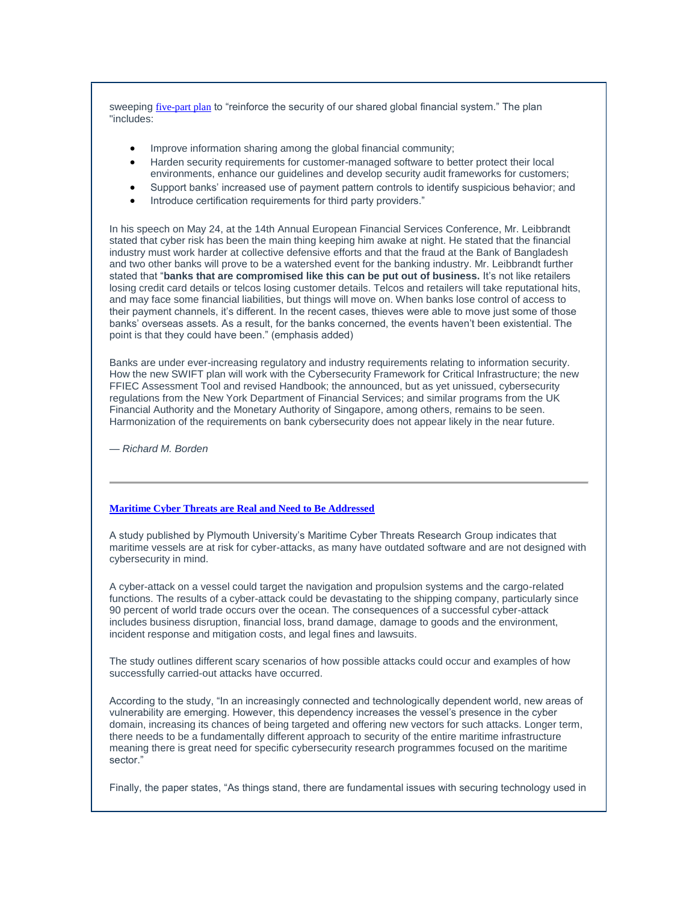sweeping five-part plan to "reinforce the security of our shared global financial system." The plan "includes:

- Improve information sharing among the global financial community;
- Harden security requirements for customer-managed software to better protect their local environments, enhance our guidelines and develop security audit frameworks for customers;
- Support banks' increased use of payment pattern controls to identify suspicious behavior; and
- Introduce certification requirements for third party providers."

In his speech on May 24, at the 14th Annual European Financial Services Conference, Mr. Leibbrandt stated that cyber risk has been the main thing keeping him awake at night. He stated that the financial industry must work harder at collective defensive efforts and that the fraud at the Bank of Bangladesh and two other banks will prove to be a watershed event for the banking industry. Mr. Leibbrandt further stated that "**banks that are compromised like this can be put out of business.** It's not like retailers losing credit card details or telcos losing customer details. Telcos and retailers will take reputational hits, and may face some financial liabilities, but things will move on. When banks lose control of access to their payment channels, it's different. In the recent cases, thieves were able to move just some of those banks' overseas assets. As a result, for the banks concerned, the events haven't been existential. The point is that they could have been." (emphasis added)

Banks are under ever-increasing regulatory and industry requirements relating to information security. How the new SWIFT plan will work with the Cybersecurity Framework for Critical Infrastructure; the new FFIEC Assessment Tool and revised Handbook; the announced, but as yet unissued, cybersecurity regulations from the New York Department of Financial Services; and similar programs from the UK Financial Authority and the Monetary Authority of Singapore, among others, remains to be seen. Harmonization of the requirements on bank cybersecurity does not appear likely in the near future.

*— Richard M. Borden*

---

### Maritime Cyber Threats are Real and Need to Be Addressed

A study published by Plymouth University's Maritime Cyber Threats Research Group indicates that maritime vessels are at risk for cyber-attacks, as many have outdated software and are not designed with cybersecurity in mind.

A cyber-attack on a vessel could target the navigation and propulsion systems and the cargo-related functions. The results of a cyber-attack could be devastating to the shipping company, particularly since 90 percent of world trade occurs over the ocean. The consequences of a successful cyber-attack includes business disruption, financial loss, brand damage, damage to goods and the environment, incident response and mitigation costs, and legal fines and lawsuits.

The study outlines different scary scenarios of how possible attacks could occur and examples of how successfully carried-out attacks have occurred.

According to the study, "In an increasingly connected and technologically dependent world, new areas of vulnerability are emerging. However, this dependency increases the vessel's presence in the cyber domain, increasing its chances of being targeted and offering new vectors for such attacks. Longer term, there needs to be a fundamentally different approach to security of the entire maritime infrastructure meaning there is great need for specific cybersecurity research programmes focused on the maritime sector."

Finally, the paper states, "As things stand, there are fundamental issues with securing technology used in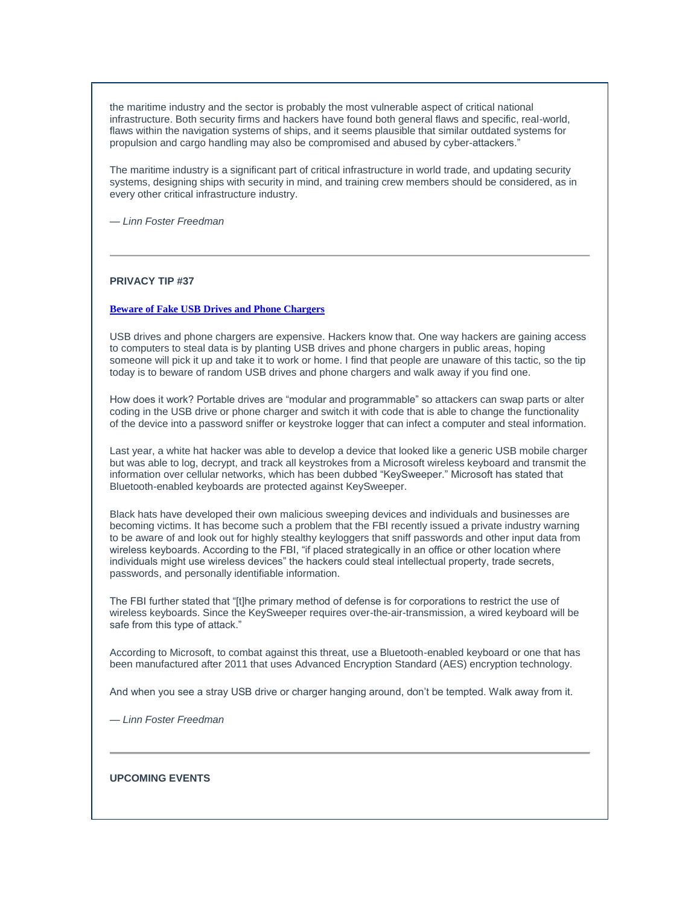the maritime industry and the sector is probably the most vulnerable aspect of critical national infrastructure. Both security firms and hackers have found both general flaws and specific, real-world, flaws within the navigation systems of ships, and it seems plausible that similar outdated systems for propulsion and cargo handling may also be compromised and abused by cyber-attackers."

The maritime industry is a significant part of critical infrastructure in world trade, and updating security systems, designing ships with security in mind, and training crew members should be considered, as in every other critical infrastructure industry.

*— Linn Foster Freedman*

---

**PRIVACY TIP #37**

**Beware of Fake USB Drives and Phone Chargers**

USB drives and phone chargers are expensive. Hackers know that. One way hackers are gaining access to computers to steal data is by planting USB drives and phone chargers in public areas, hoping someone will pick it up and take it to work or home. I find that people are unaware of this tactic, so the tip today is to beware of random USB drives and phone chargers and walk away if you find one.

How does it work? Portable drives are "modular and programmable" so attackers can swap parts or alter coding in the USB drive or phone charger and switch it with code that is able to change the functionality of the device into a password sniffer or keystroke logger that can infect a computer and steal information.

Last year, a white hat hacker was able to develop a device that looked like a generic USB mobile charger but was able to log, decrypt, and track all keystrokes from a Microsoft wireless keyboard and transmit the information over cellular networks, which has been dubbed "KeySweeper." Microsoft has stated that Bluetooth-enabled keyboards are protected against KeySweeper.

Black hats have developed their own malicious sweeping devices and individuals and businesses are becoming victims. It has become such a problem that the FBI recently issued a private industry warning to be aware of and look out for highly stealthy keyloggers that sniff passwords and other input data from wireless keyboards. According to the FBI, "if placed strategically in an office or other location where individuals might use wireless devices" the hackers could steal intellectual property, trade secrets, passwords, and personally identifiable information.

The FBI further stated that "[t]he primary method of defense is for corporations to restrict the use of wireless keyboards. Since the KeySweeper requires over-the-air-transmission, a wired keyboard will be safe from this type of attack."

According to Microsoft, to combat against this threat, use a Bluetooth-enabled keyboard or one that has been manufactured after 2011 that uses Advanced Encryption Standard (AES) encryption technology.

And when you see a stray USB drive or charger hanging around, don't be tempted. Walk away from it.

*— Linn Foster Freedman*

---

**UPCOMING EVENTS**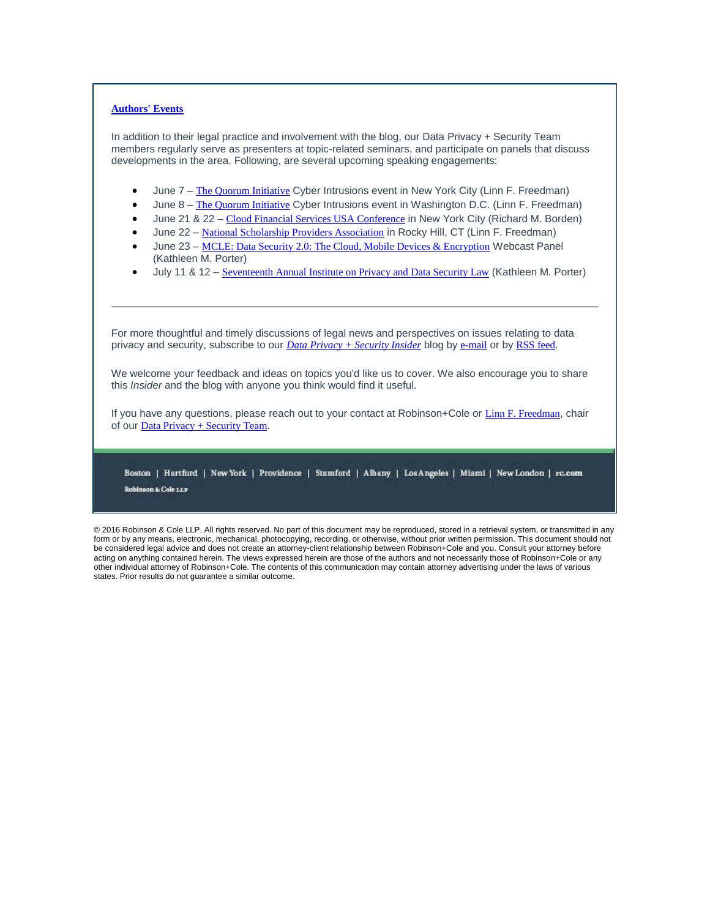**Authors' Events**

In addition to their legal practice and involvement with the blog, our Data Privacy + Security Team members regularly serve as presenters at topic-related seminars, and participate on panels that discuss developments in the area. Following, are several upcoming speaking engagements:

- June 7 – The Quorum Initiative Cyber Intrusions event in New York City (Linn F. Freedman)
- June 8 – The Quorum Initiative Cyber Intrusions event in Washington D.C. (Linn F. Freedman)
- June 21 & 22 – Cloud Financial Services USA Conference in New York City (Richard M. Borden)
- June 22 – National Scholarship Providers Association in Rocky Hill, CT (Linn F. Freedman)
- June 23 – MCLE: Data Security 2.0: The Cloud, Mobile Devices & Encryption Webcast Panel (Kathleen M. Porter)
- July 11 & 12 – Seventeenth Annual Institute on Privacy and Data Security Law (Kathleen M. Porter)

---

For more thoughtful and timely discussions of legal news and perspectives on issues relating to data privacy and security, subscribe to our *Data Privacy + Security Insider* blog by e-mail or by RSS feed.

We welcome your feedback and ideas on topics you'd like us to cover. We also encourage you to share this *Insider* and the blog with anyone you think would find it useful.

If you have any questions, please reach out to your contact at Robinson+Cole or Linn F. Freedman, chair of our Data Privacy + Security Team.

Boston | Hartford | New York | Providence | Stamford | Albany | Los Angeles | Miami | New London | rc.com

Robinson & Cole LLP

© 2016 Robinson & Cole LLP. All rights reserved. No part of this document may be reproduced, stored in a retrieval system, or transmitted in any form or by any means, electronic, mechanical, photocopying, recording, or otherwise, without prior written permission. This document should not be considered legal advice and does not create an attorney-client relationship between Robinson+Cole and you. Consult your attorney before acting on anything contained herein. The views expressed herein are those of the authors and not necessarily those of Robinson+Cole or any other individual attorney of Robinson+Cole. The contents of this communication may contain attorney advertising under the laws of various states. Prior results do not guarantee a similar outcome.